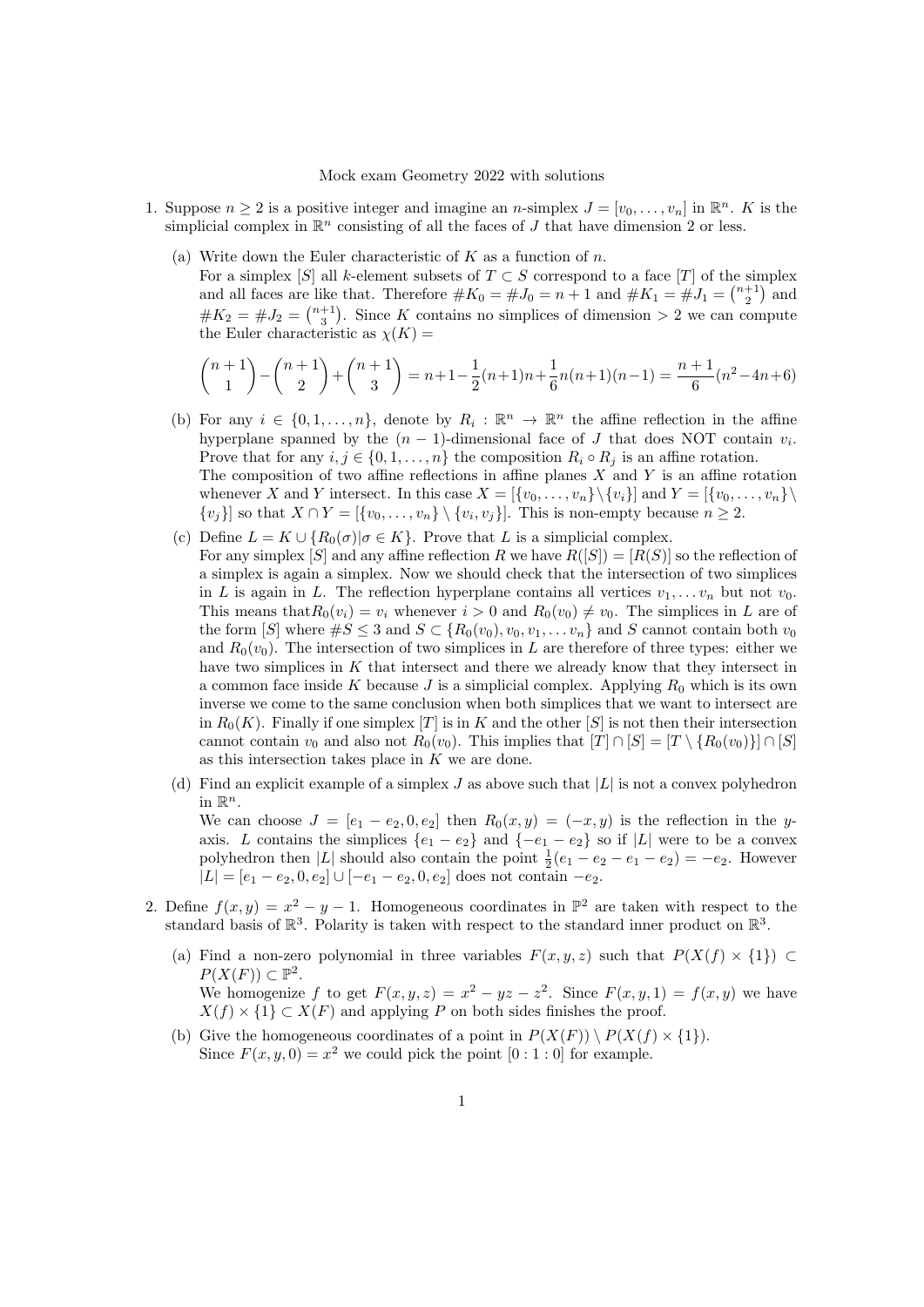Mock exam Geometry 2022 with solutions

1. Suppose $n \geq 2$ is a positive integer and imagine an $n$-simplex $J = [v_0, \ldots, v_n]$ in $\mathbb{R}^n$. $K$ is the simplicial complex in $\mathbb{R}^n$ consisting of all the faces of $J$ that have dimension 2 or less.

   (a) Write down the Euler characteristic of $K$ as a function of $n$.
   For a simplex $[S]$ all $k$-element subsets of $T \subset S$ correspond to a face $[T]$ of the simplex and all faces are like that. Therefore $\#K_0 = \#J_0 = n+1$ and $\#K_1 = \#J_1 = \binom{n+1}{2}$ and $\#K_2 = \#J_2 = \binom{n+1}{3}$. Since $K$ contains no simplices of dimension $> 2$ we can compute the Euler characteristic as $\chi(K) =$

   $$\binom{n+1}{1} - \binom{n+1}{2} + \binom{n+1}{3} = n+1-\frac{1}{2}(n+1)n+\frac{1}{6}n(n+1)(n-1) = \frac{n+1}{6}(n^2-4n+6)$$

   (b) For any $i \in \{0, 1, \ldots, n\}$, denote by $R_i : \mathbb{R}^n \to \mathbb{R}^n$ the affine reflection in the affine hyperplane spanned by the $(n-1)$-dimensional face of $J$ that does NOT contain $v_i$. Prove that for any $i, j \in \{0, 1, \ldots, n\}$ the composition $R_i \circ R_j$ is an affine rotation.
   The composition of two affine reflections in affine planes $X$ and $Y$ is an affine rotation whenever $X$ and $Y$ intersect. In this case $X = [\{v_0, \ldots, v_n\} \setminus \{v_i\}]$ and $Y = [\{v_0, \ldots, v_n\} \setminus \{v_j\}]$ so that $X \cap Y = [\{v_0, \ldots, v_n\} \setminus \{v_i, v_j\}]$. This is non-empty because $n \geq 2$.

   (c) Define $L = K \cup \{R_0(\sigma) | \sigma \in K\}$. Prove that $L$ is a simplicial complex.
   For any simplex $[S]$ and any affine reflection $R$ we have $R([S]) = [R(S)]$ so the reflection of a simplex is again a simplex. Now we should check that the intersection of two simplices in $L$ is again in $L$. The reflection hyperplane contains all vertices $v_1, \ldots v_n$ but not $v_0$. This means that $R_0(v_i) = v_i$ whenever $i > 0$ and $R_0(v_0) \neq v_0$. The simplices in $L$ are of the form $[S]$ where $\#S \leq 3$ and $S \subset \{R_0(v_0), v_0, v_1, \ldots v_n\}$ and $S$ cannot contain both $v_0$ and $R_0(v_0)$. The intersection of two simplices in $L$ are therefore of three types: either we have two simplices in $K$ that intersect and there we already know that they intersect in a common face inside $K$ because $J$ is a simplicial complex. Applying $R_0$ which is its own inverse we come to the same conclusion when both simplices that we want to intersect are in $R_0(K)$. Finally if one simplex $[T]$ is in $K$ and the other $[S]$ is not then their intersection cannot contain $v_0$ and also not $R_0(v_0)$. This implies that $[T] \cap [S] = [T \setminus \{R_0(v_0)\}] \cap [S]$ as this intersection takes place in $K$ we are done.

   (d) Find an explicit example of a simplex $J$ as above such that $|L|$ is not a convex polyhedron in $\mathbb{R}^n$.
   We can choose $J = [e_1 - e_2, 0, e_2]$ then $R_0(x, y) = (-x, y)$ is the reflection in the $y$-axis. $L$ contains the simplices $\{e_1 - e_2\}$ and $\{-e_1 - e_2\}$ so if $|L|$ were to be a convex polyhedron then $|L|$ should also contain the point $\frac{1}{2}(e_1 - e_2 - e_1 - e_2) = -e_2$. However $|L| = [e_1 - e_2, 0, e_2] \cup [-e_1 - e_2, 0, e_2]$ does not contain $-e_2$.

2. Define $f(x, y) = x^2 - y - 1$. Homogeneous coordinates in $\mathbb{P}^2$ are taken with respect to the standard basis of $\mathbb{R}^3$. Polarity is taken with respect to the standard inner product on $\mathbb{R}^3$.

   (a) Find a non-zero polynomial in three variables $F(x, y, z)$ such that $P(X(f) \times \{1\}) \subset P(X(F)) \subset \mathbb{P}^2$.
   We homogenize $f$ to get $F(x, y, z) = x^2 - yz - z^2$. Since $F(x, y, 1) = f(x, y)$ we have $X(f) \times \{1\} \subset X(F)$ and applying $P$ on both sides finishes the proof.

   (b) Give the homogeneous coordinates of a point in $P(X(F)) \setminus P(X(f) \times \{1\})$.
   Since $F(x, y, 0) = x^2$ we could pick the point $[0 : 1 : 0]$ for example.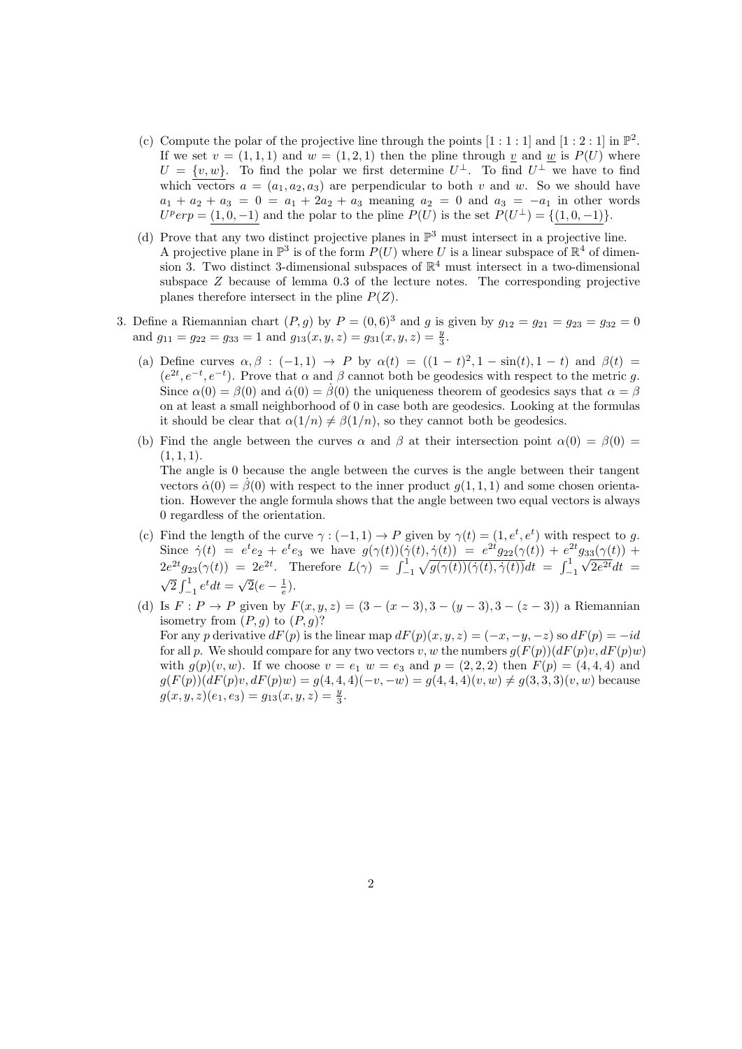(c) Compute the polar of the projective line through the points $[1:1:1]$ and $[1:2:1]$ in $\mathbb{P}^2$. If we set $v = (1,1,1)$ and $w = (1,2,1)$ then the pline through $\underline{v}$ and $\underline{w}$ is $P(U)$ where $U = \overline{\{v,w\}}$. To find the polar we first determine $U^\perp$. To find $U^\perp$ we have to find which vectors $a = (a_1, a_2, a_3)$ are perpendicular to both $v$ and $w$. So we should have $a_1 + a_2 + a_3 = 0 = a_1 + 2a_2 + a_3$ meaning $a_2 = 0$ and $a_3 = -a_1$ in other words $U^perp = \underline{(1,0,-1)}$ and the polar to the pline $P(U)$ is the set $P(U^\perp) = \{\underline{(1,0,-1)}\}$.

(d) Prove that any two distinct projective planes in $\mathbb{P}^3$ must intersect in a projective line.
A projective plane in $\mathbb{P}^3$ is of the form $P(U)$ where $U$ is a linear subspace of $\mathbb{R}^4$ of dimension 3. Two distinct 3-dimensional subspaces of $\mathbb{R}^4$ must intersect in a two-dimensional subspace $Z$ because of lemma 0.3 of the lecture notes. The corresponding projective planes therefore intersect in the pline $P(Z)$.

3. Define a Riemannian chart $(P, g)$ by $P = (0,6)^3$ and $g$ is given by $g_{12} = g_{21} = g_{23} = g_{32} = 0$ and $g_{11} = g_{22} = g_{33} = 1$ and $g_{13}(x,y,z) = g_{31}(x,y,z) = \frac{y}{3}$.

(a) Define curves $\alpha, \beta : (-1,1) \to P$ by $\alpha(t) = ((1-t)^2, 1 - \sin(t), 1 - t)$ and $\beta(t) = (e^{2t}, e^{-t}, e^{-t})$. Prove that $\alpha$ and $\beta$ cannot both be geodesics with respect to the metric $g$.
Since $\alpha(0) = \beta(0)$ and $\dot{\alpha}(0) = \dot{\beta}(0)$ the uniqueness theorem of geodesics says that $\alpha = \beta$ on at least a small neighborhood of 0 in case both are geodesics. Looking at the formulas it should be clear that $\alpha(1/n) \neq \beta(1/n)$, so they cannot both be geodesics.

(b) Find the angle between the curves $\alpha$ and $\beta$ at their intersection point $\alpha(0) = \beta(0) = (1,1,1)$.
The angle is 0 because the angle between the curves is the angle between their tangent vectors $\dot{\alpha}(0) = \dot{\beta}(0)$ with respect to the inner product $g(1,1,1)$ and some chosen orientation. However the angle formula shows that the angle between two equal vectors is always 0 regardless of the orientation.

(c) Find the length of the curve $\gamma : (-1,1) \to P$ given by $\gamma(t) = (1, e^t, e^t)$ with respect to $g$.
Since $\dot{\gamma}(t) = e^t e_2 + e^t e_3$ we have $g(\gamma(t))(\dot{\gamma}(t), \dot{\gamma}(t)) = e^{2t} g_{22}(\gamma(t)) + e^{2t} g_{33}(\gamma(t)) + 2e^{2t} g_{23}(\gamma(t)) = 2e^{2t}$. Therefore $L(\gamma) = \int_{-1}^{1} \sqrt{g(\gamma(t))(\dot{\gamma}(t), \dot{\gamma}(t))}dt = \int_{-1}^{1} \sqrt{2e^{2t}}dt = \sqrt{2}\int_{-1}^{1} e^t dt = \sqrt{2}(e - \frac{1}{e})$.

(d) Is $F : P \to P$ given by $F(x,y,z) = (3 - (x-3), 3 - (y-3), 3 - (z-3))$ a Riemannian isometry from $(P,g)$ to $(P,g)$?
For any $p$ derivative $dF(p)$ is the linear map $dF(p)(x,y,z) = (-x,-y,-z)$ so $dF(p) = -id$ for all $p$. We should compare for any two vectors $v, w$ the numbers $g(F(p))(dF(p)v, dF(p)w)$ with $g(p)(v,w)$. If we choose $v = e_1$ $w = e_3$ and $p = (2,2,2)$ then $F(p) = (4,4,4)$ and $g(F(p))(dF(p)v, dF(p)w) = g(4,4,4)(-v,-w) = g(4,4,4)(v,w) \neq g(3,3,3)(v,w)$ because $g(x,y,z)(e_1, e_3) = g_{13}(x,y,z) = \frac{y}{3}$.